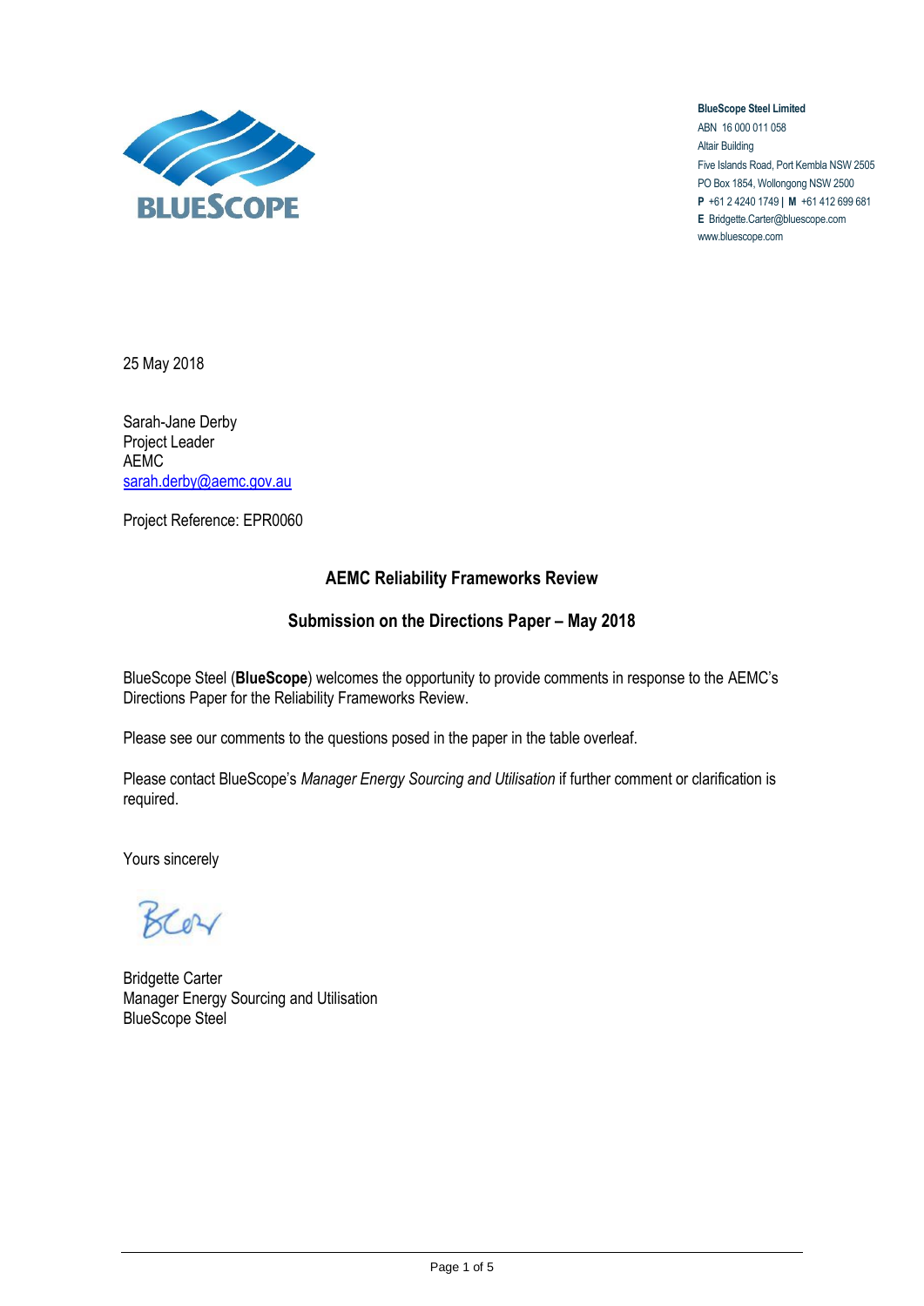**BlueScope Steel Limited**
ABN 16 000 011 058
Altair Building
Five Islands Road, Port Kembla NSW 2505
PO Box 1854, Wollongong NSW 2500
**P** +61 2 4240 1749 | **M** +61 412 699 681
**E** Bridgette.Carter@bluescope.com
www.bluescope.com

25 May 2018

Sarah-Jane Derby
Project Leader
AEMC
sarah.derby@aemc.gov.au

Project Reference: EPR0060

## AEMC Reliability Frameworks Review

## Submission on the Directions Paper – May 2018

BlueScope Steel (**BlueScope**) welcomes the opportunity to provide comments in response to the AEMC's Directions Paper for the Reliability Frameworks Review.

Please see our comments to the questions posed in the paper in the table overleaf.

Please contact BlueScope's *Manager Energy Sourcing and Utilisation* if further comment or clarification is required.

Yours sincerely

Bridgette Carter
Manager Energy Sourcing and Utilisation
BlueScope Steel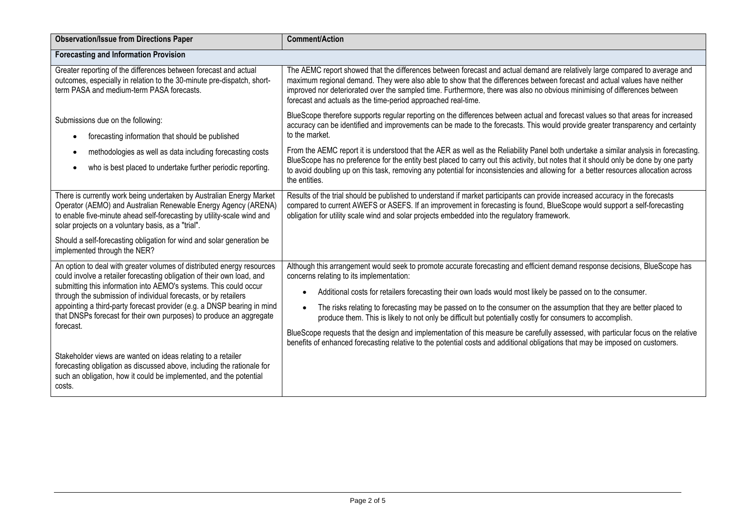| Observation/Issue from Directions Paper | Comment/Action |
|---|---|
| **Forecasting and Information Provision** | |
| Greater reporting of the differences between forecast and actual outcomes, especially in relation to the 30-minute pre-dispatch, short-term PASA and medium-term PASA forecasts.<br><br>Submissions due on the following:<br>• forecasting information that should be published<br>• methodologies as well as data including forecasting costs<br>• who is best placed to undertake further periodic reporting. | The AEMC report showed that the differences between forecast and actual demand are relatively large compared to average and maximum regional demand. They were also able to show that the differences between forecast and actual values have neither improved nor deteriorated over the sampled time. Furthermore, there was also no obvious minimising of differences between forecast and actuals as the time-period approached real-time.<br><br>BlueScope therefore supports regular reporting on the differences between actual and forecast values so that areas for increased accuracy can be identified and improvements can be made to the forecasts. This would provide greater transparency and certainty to the market.<br><br>From the AEMC report it is understood that the AER as well as the Reliability Panel both undertake a similar analysis in forecasting. BlueScope has no preference for the entity best placed to carry out this activity, but notes that it should only be done by one party to avoid doubling up on this task, removing any potential for inconsistencies and allowing for a better resources allocation across the entities. |
| There is currently work being undertaken by Australian Energy Market Operator (AEMO) and Australian Renewable Energy Agency (ARENA) to enable five-minute ahead self-forecasting by utility-scale wind and solar projects on a voluntary basis, as a "trial".<br><br>Should a self-forecasting obligation for wind and solar generation be implemented through the NER? | Results of the trial should be published to understand if market participants can provide increased accuracy in the forecasts compared to current AWEFS or ASEFS. If an improvement in forecasting is found, BlueScope would support a self-forecasting obligation for utility scale wind and solar projects embedded into the regulatory framework. |
| An option to deal with greater volumes of distributed energy resources could involve a retailer forecasting obligation of their own load, and submitting this information into AEMO's systems. This could occur through the submission of individual forecasts, or by retailers appointing a third-party forecast provider (e.g. a DNSP bearing in mind that DNSPs forecast for their own purposes) to produce an aggregate forecast.<br><br>Stakeholder views are wanted on ideas relating to a retailer forecasting obligation as discussed above, including the rationale for such an obligation, how it could be implemented, and the potential costs. | Although this arrangement would seek to promote accurate forecasting and efficient demand response decisions, BlueScope has concerns relating to its implementation:<br>• Additional costs for retailers forecasting their own loads would most likely be passed on to the consumer.<br>• The risks relating to forecasting may be passed on to the consumer on the assumption that they are better placed to produce them. This is likely to not only be difficult but potentially costly for consumers to accomplish.<br><br>BlueScope requests that the design and implementation of this measure be carefully assessed, with particular focus on the relative benefits of enhanced forecasting relative to the potential costs and additional obligations that may be imposed on customers. |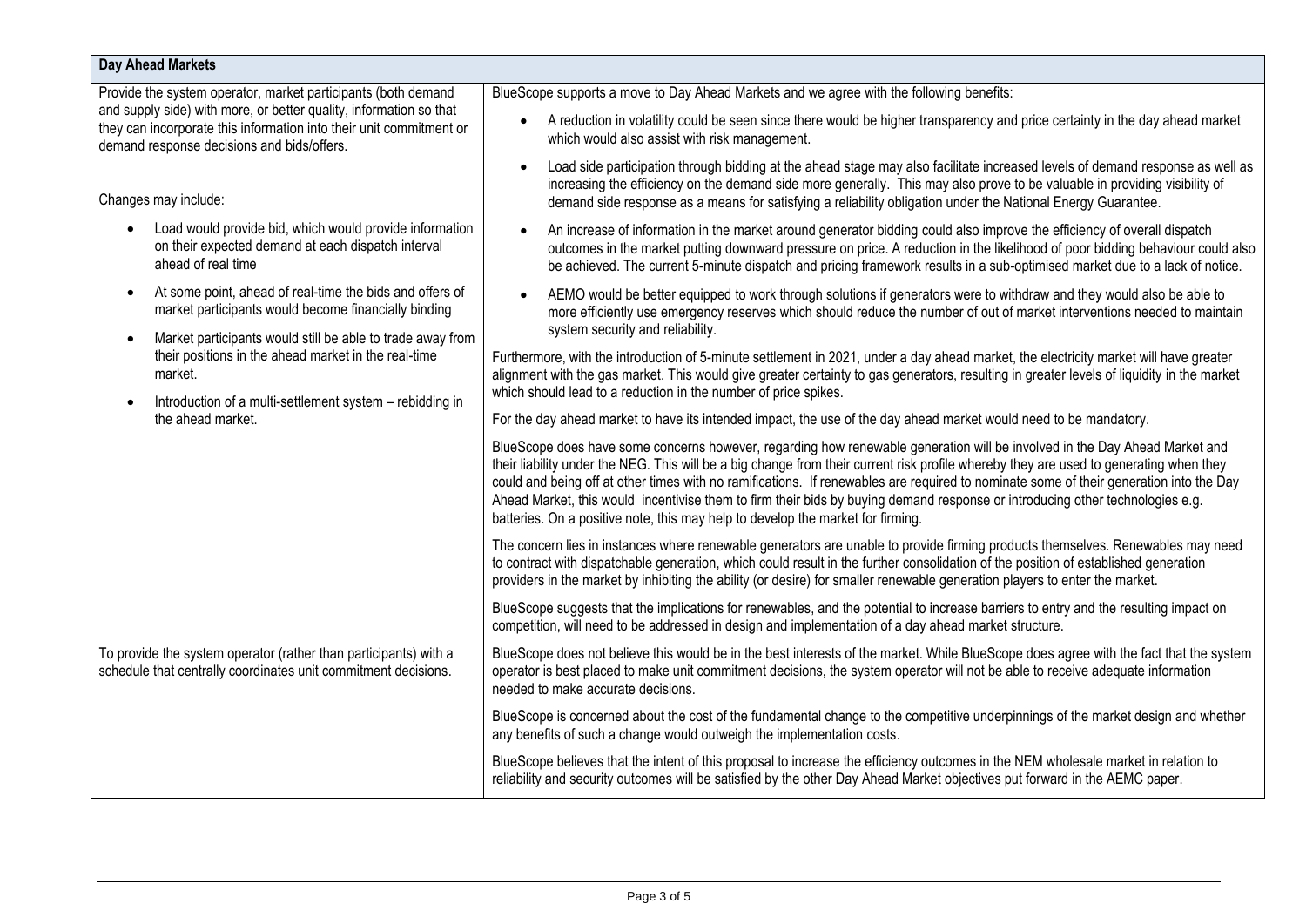| Day Ahead Markets | |
| --- | --- |
| Provide the system operator, market participants (both demand and supply side) with more, or better quality, information so that they can incorporate this information into their unit commitment or demand response decisions and bids/offers.<br><br>Changes may include:<br><br>• Load would provide bid, which would provide information on their expected demand at each dispatch interval ahead of real time<br>• At some point, ahead of real-time the bids and offers of market participants would become financially binding<br>• Market participants would still be able to trade away from their positions in the ahead market in the real-time market.<br>• Introduction of a multi-settlement system – rebidding in the ahead market. | BlueScope supports a move to Day Ahead Markets and we agree with the following benefits:<br><br>• A reduction in volatility could be seen since there would be higher transparency and price certainty in the day ahead market which would also assist with risk management.<br>• Load side participation through bidding at the ahead stage may also facilitate increased levels of demand response as well as increasing the efficiency on the demand side more generally. This may also prove to be valuable in providing visibility of demand side response as a means for satisfying a reliability obligation under the National Energy Guarantee.<br>• An increase of information in the market around generator bidding could also improve the efficiency of overall dispatch outcomes in the market putting downward pressure on price. A reduction in the likelihood of poor bidding behaviour could also be achieved. The current 5-minute dispatch and pricing framework results in a sub-optimised market due to a lack of notice.<br>• AEMO would be better equipped to work through solutions if generators were to withdraw and they would also be able to more efficiently use emergency reserves which should reduce the number of out of market interventions needed to maintain system security and reliability.<br><br>Furthermore, with the introduction of 5-minute settlement in 2021, under a day ahead market, the electricity market will have greater alignment with the gas market. This would give greater certainty to gas generators, resulting in greater levels of liquidity in the market which should lead to a reduction in the number of price spikes.<br><br>For the day ahead market to have its intended impact, the use of the day ahead market would need to be mandatory.<br><br>BlueScope does have some concerns however, regarding how renewable generation will be involved in the Day Ahead Market and their liability under the NEG. This will be a big change from their current risk profile whereby they are used to generating when they could and being off at other times with no ramifications. If renewables are required to nominate some of their generation into the Day Ahead Market, this would incentivise them to firm their bids by buying demand response or introducing other technologies e.g. batteries. On a positive note, this may help to develop the market for firming.<br><br>The concern lies in instances where renewable generators are unable to provide firming products themselves. Renewables may need to contract with dispatchable generation, which could result in the further consolidation of the position of established generation providers in the market by inhibiting the ability (or desire) for smaller renewable generation players to enter the market.<br><br>BlueScope suggests that the implications for renewables, and the potential to increase barriers to entry and the resulting impact on competition, will need to be addressed in design and implementation of a day ahead market structure. |
| To provide the system operator (rather than participants) with a schedule that centrally coordinates unit commitment decisions. | BlueScope does not believe this would be in the best interests of the market. While BlueScope does agree with the fact that the system operator is best placed to make unit commitment decisions, the system operator will not be able to receive adequate information needed to make accurate decisions.<br><br>BlueScope is concerned about the cost of the fundamental change to the competitive underpinnings of the market design and whether any benefits of such a change would outweigh the implementation costs.<br><br>BlueScope believes that the intent of this proposal to increase the efficiency outcomes in the NEM wholesale market in relation to reliability and security outcomes will be satisfied by the other Day Ahead Market objectives put forward in the AEMC paper. |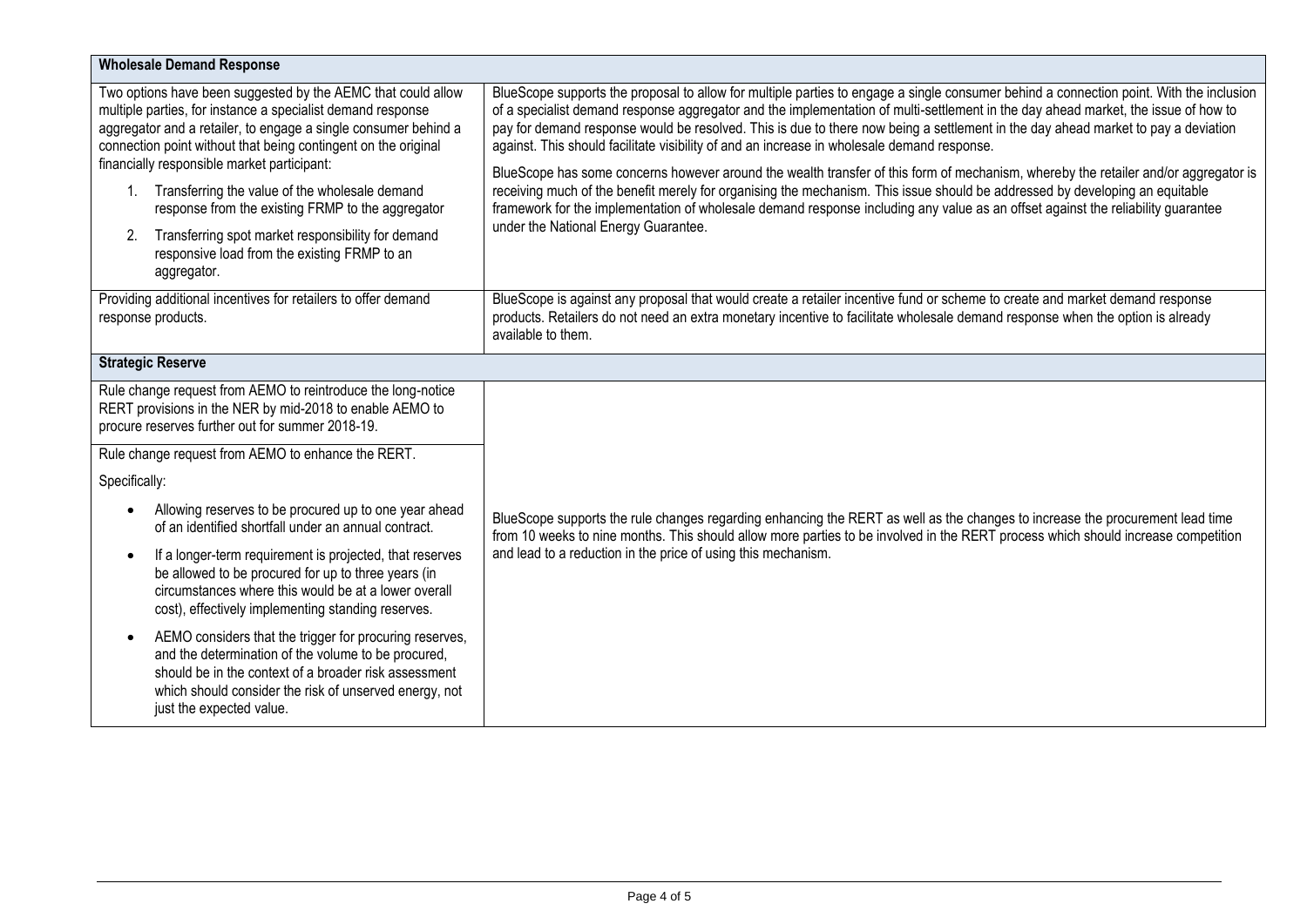| **Wholesale Demand Response** | |
|---|---|
| Two options have been suggested by the AEMC that could allow multiple parties, for instance a specialist demand response aggregator and a retailer, to engage a single consumer behind a connection point without that being contingent on the original financially responsible market participant:<br>1. Transferring the value of the wholesale demand response from the existing FRMP to the aggregator<br>2. Transferring spot market responsibility for demand responsive load from the existing FRMP to an aggregator. | BlueScope supports the proposal to allow for multiple parties to engage a single consumer behind a connection point. With the inclusion of a specialist demand response aggregator and the implementation of multi-settlement in the day ahead market, the issue of how to pay for demand response would be resolved. This is due to there now being a settlement in the day ahead market to pay a deviation against. This should facilitate visibility of and an increase in wholesale demand response.<br><br>BlueScope has some concerns however around the wealth transfer of this form of mechanism, whereby the retailer and/or aggregator is receiving much of the benefit merely for organising the mechanism. This issue should be addressed by developing an equitable framework for the implementation of wholesale demand response including any value as an offset against the reliability guarantee under the National Energy Guarantee. |
| Providing additional incentives for retailers to offer demand response products. | BlueScope is against any proposal that would create a retailer incentive fund or scheme to create and market demand response products. Retailers do not need an extra monetary incentive to facilitate wholesale demand response when the option is already available to them. |
| **Strategic Reserve** | |
| Rule change request from AEMO to reintroduce the long-notice RERT provisions in the NER by mid-2018 to enable AEMO to procure reserves further out for summer 2018-19. | BlueScope supports the rule changes regarding enhancing the RERT as well as the changes to increase the procurement lead time from 10 weeks to nine months. This should allow more parties to be involved in the RERT process which should increase competition and lead to a reduction in the price of using this mechanism. |
| Rule change request from AEMO to enhance the RERT.<br><br>Specifically:<br>• Allowing reserves to be procured up to one year ahead of an identified shortfall under an annual contract.<br>• If a longer-term requirement is projected, that reserves be allowed to be procured for up to three years (in circumstances where this would be at a lower overall cost), effectively implementing standing reserves.<br>• AEMO considers that the trigger for procuring reserves, and the determination of the volume to be procured, should be in the context of a broader risk assessment which should consider the risk of unserved energy, not just the expected value. | |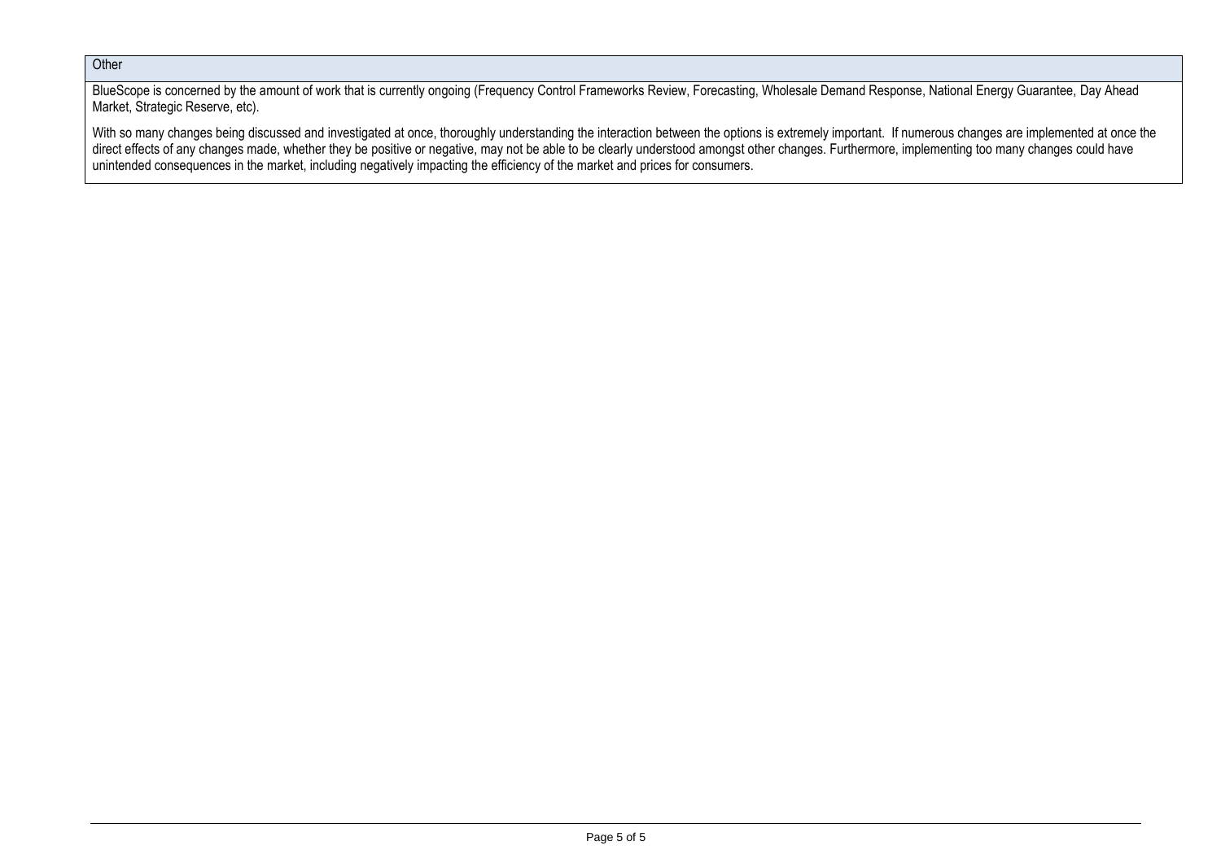| Other |
| --- |
| BlueScope is concerned by the amount of work that is currently ongoing (Frequency Control Frameworks Review, Forecasting, Wholesale Demand Response, National Energy Guarantee, Day Ahead Market, Strategic Reserve, etc).<br><br>With so many changes being discussed and investigated at once, thoroughly understanding the interaction between the options is extremely important. If numerous changes are implemented at once the direct effects of any changes made, whether they be positive or negative, may not be able to be clearly understood amongst other changes. Furthermore, implementing too many changes could have unintended consequences in the market, including negatively impacting the efficiency of the market and prices for consumers. |